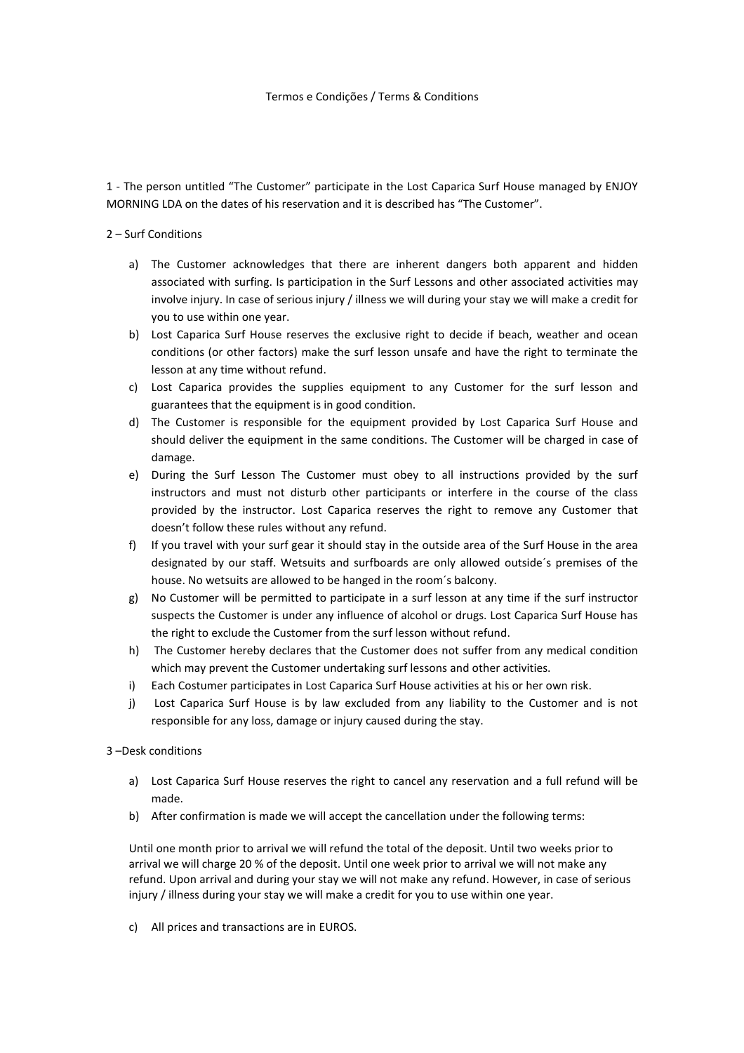Termos e Condições / Terms & Conditions

1 - The person untitled "The Customer" participate in the Lost Caparica Surf House managed by ENJOY MORNING LDA on the dates of his reservation and it is described has "The Customer".

2 – Surf Conditions

a) The Customer acknowledges that there are inherent dangers both apparent and hidden associated with surfing. Is participation in the Surf Lessons and other associated activities may involve injury. In case of serious injury / illness we will during your stay we will make a credit for you to use within one year.
b) Lost Caparica Surf House reserves the exclusive right to decide if beach, weather and ocean conditions (or other factors) make the surf lesson unsafe and have the right to terminate the lesson at any time without refund.
c) Lost Caparica provides the supplies equipment to any Customer for the surf lesson and guarantees that the equipment is in good condition.
d) The Customer is responsible for the equipment provided by Lost Caparica Surf House and should deliver the equipment in the same conditions. The Customer will be charged in case of damage.
e) During the Surf Lesson The Customer must obey to all instructions provided by the surf instructors and must not disturb other participants or interfere in the course of the class provided by the instructor. Lost Caparica reserves the right to remove any Customer that doesn't follow these rules without any refund.
f) If you travel with your surf gear it should stay in the outside area of the Surf House in the area designated by our staff. Wetsuits and surfboards are only allowed outside´s premises of the house. No wetsuits are allowed to be hanged in the room´s balcony.
g) No Customer will be permitted to participate in a surf lesson at any time if the surf instructor suspects the Customer is under any influence of alcohol or drugs. Lost Caparica Surf House has the right to exclude the Customer from the surf lesson without refund.
h) The Customer hereby declares that the Customer does not suffer from any medical condition which may prevent the Customer undertaking surf lessons and other activities.
i) Each Costumer participates in Lost Caparica Surf House activities at his or her own risk.
j) Lost Caparica Surf House is by law excluded from any liability to the Customer and is not responsible for any loss, damage or injury caused during the stay.

3 –Desk conditions

a) Lost Caparica Surf House reserves the right to cancel any reservation and a full refund will be made.
b) After confirmation is made we will accept the cancellation under the following terms:

Until one month prior to arrival we will refund the total of the deposit. Until two weeks prior to arrival we will charge 20 % of the deposit. Until one week prior to arrival we will not make any refund. Upon arrival and during your stay we will not make any refund. However, in case of serious injury / illness during your stay we will make a credit for you to use within one year.

c) All prices and transactions are in EUROS.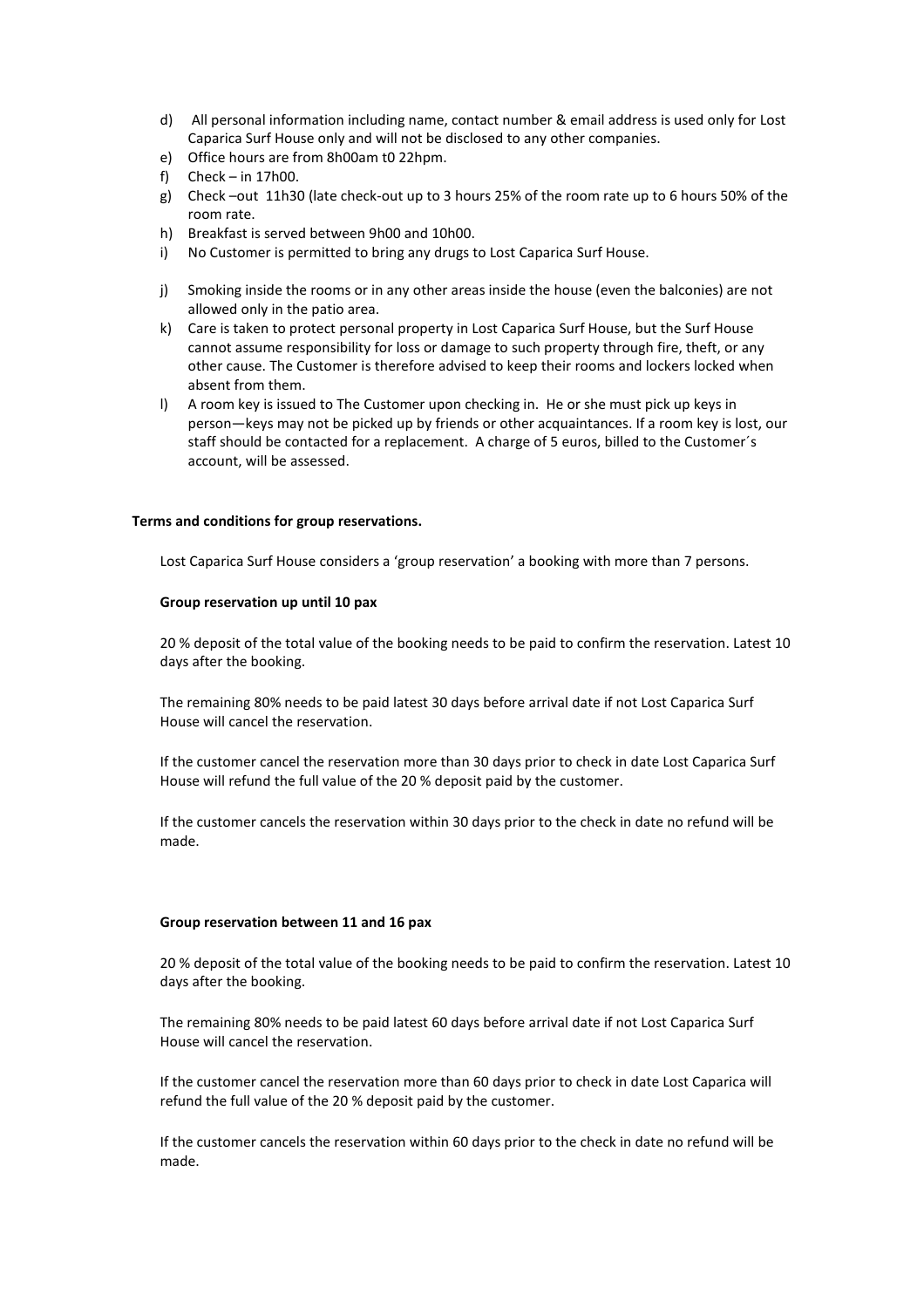d) All personal information including name, contact number & email address is used only for Lost Caparica Surf House only and will not be disclosed to any other companies.
e) Office hours are from 8h00am t0 22hpm.
f) Check – in 17h00.
g) Check –out 11h30 (late check-out up to 3 hours 25% of the room rate up to 6 hours 50% of the room rate.
h) Breakfast is served between 9h00 and 10h00.
i) No Customer is permitted to bring any drugs to Lost Caparica Surf House.
j) Smoking inside the rooms or in any other areas inside the house (even the balconies) are not allowed only in the patio area.
k) Care is taken to protect personal property in Lost Caparica Surf House, but the Surf House cannot assume responsibility for loss or damage to such property through fire, theft, or any other cause. The Customer is therefore advised to keep their rooms and lockers locked when absent from them.
l) A room key is issued to The Customer upon checking in. He or she must pick up keys in person—keys may not be picked up by friends or other acquaintances. If a room key is lost, our staff should be contacted for a replacement. A charge of 5 euros, billed to the Customer´s account, will be assessed.

**Terms and conditions for group reservations.**

Lost Caparica Surf House considers a 'group reservation' a booking with more than 7 persons.

**Group reservation up until 10 pax**

20 % deposit of the total value of the booking needs to be paid to confirm the reservation. Latest 10 days after the booking.

The remaining 80% needs to be paid latest 30 days before arrival date if not Lost Caparica Surf House will cancel the reservation.

If the customer cancel the reservation more than 30 days prior to check in date Lost Caparica Surf House will refund the full value of the 20 % deposit paid by the customer.

If the customer cancels the reservation within 30 days prior to the check in date no refund will be made.

**Group reservation between 11 and 16 pax**

20 % deposit of the total value of the booking needs to be paid to confirm the reservation. Latest 10 days after the booking.

The remaining 80% needs to be paid latest 60 days before arrival date if not Lost Caparica Surf House will cancel the reservation.

If the customer cancel the reservation more than 60 days prior to check in date Lost Caparica will refund the full value of the 20 % deposit paid by the customer.

If the customer cancels the reservation within 60 days prior to the check in date no refund will be made.